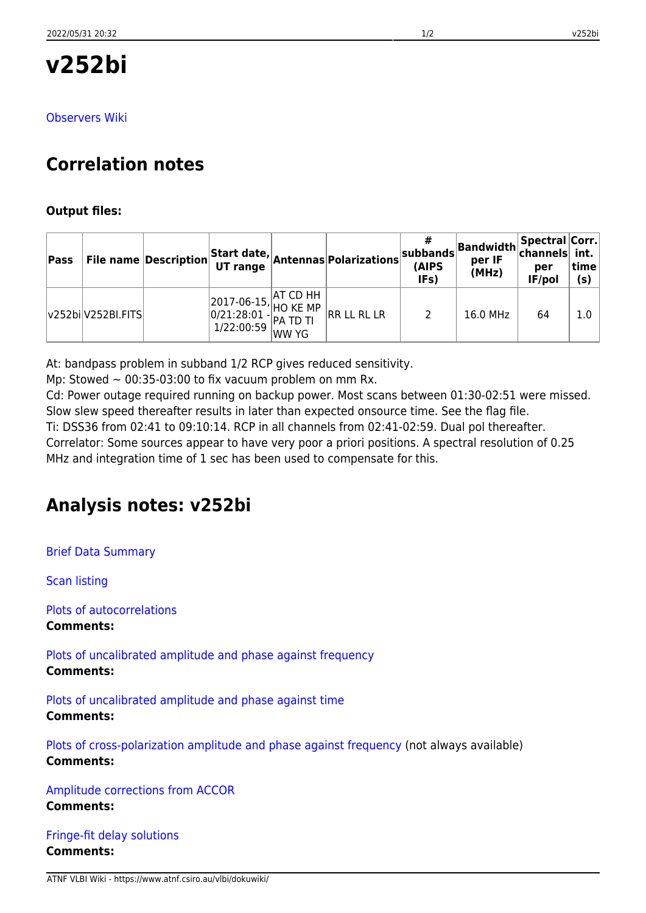# v252bi

Observers Wiki

## Correlation notes

**Output files:**

| Pass | File name | Description | Start date, UT range | Antennas | Polarizations | # subbands (AIPS IFs) | Bandwidth per IF (MHz) | Spectral channels per IF/pol | Corr. int. time (s) |
|---|---|---|---|---|---|---|---|---|---|
| v252bi | V252BI.FITS | | 2017-06-15, 0/21:28:01 - 1/22:00:59 | AT CD HH HO KE MP PA TD TI WW YG | RR LL RL LR | 2 | 16.0 MHz | 64 | 1.0 |

At: bandpass problem in subband 1/2 RCP gives reduced sensitivity.
Mp: Stowed ~ 00:35-03:00 to fix vacuum problem on mm Rx.
Cd: Power outage required running on backup power. Most scans between 01:30-02:51 were missed. Slow slew speed thereafter results in later than expected onsource time. See the flag file.
Ti: DSS36 from 02:41 to 09:10:14. RCP in all channels from 02:41-02:59. Dual pol thereafter.
Correlator: Some sources appear to have very poor a priori positions. A spectral resolution of 0.25 MHz and integration time of 1 sec has been used to compensate for this.

## Analysis notes: v252bi

Brief Data Summary

Scan listing

Plots of autocorrelations
**Comments:**

Plots of uncalibrated amplitude and phase against frequency
**Comments:**

Plots of uncalibrated amplitude and phase against time
**Comments:**

Plots of cross-polarization amplitude and phase against frequency (not always available)
**Comments:**

Amplitude corrections from ACCOR
**Comments:**

Fringe-fit delay solutions
**Comments:**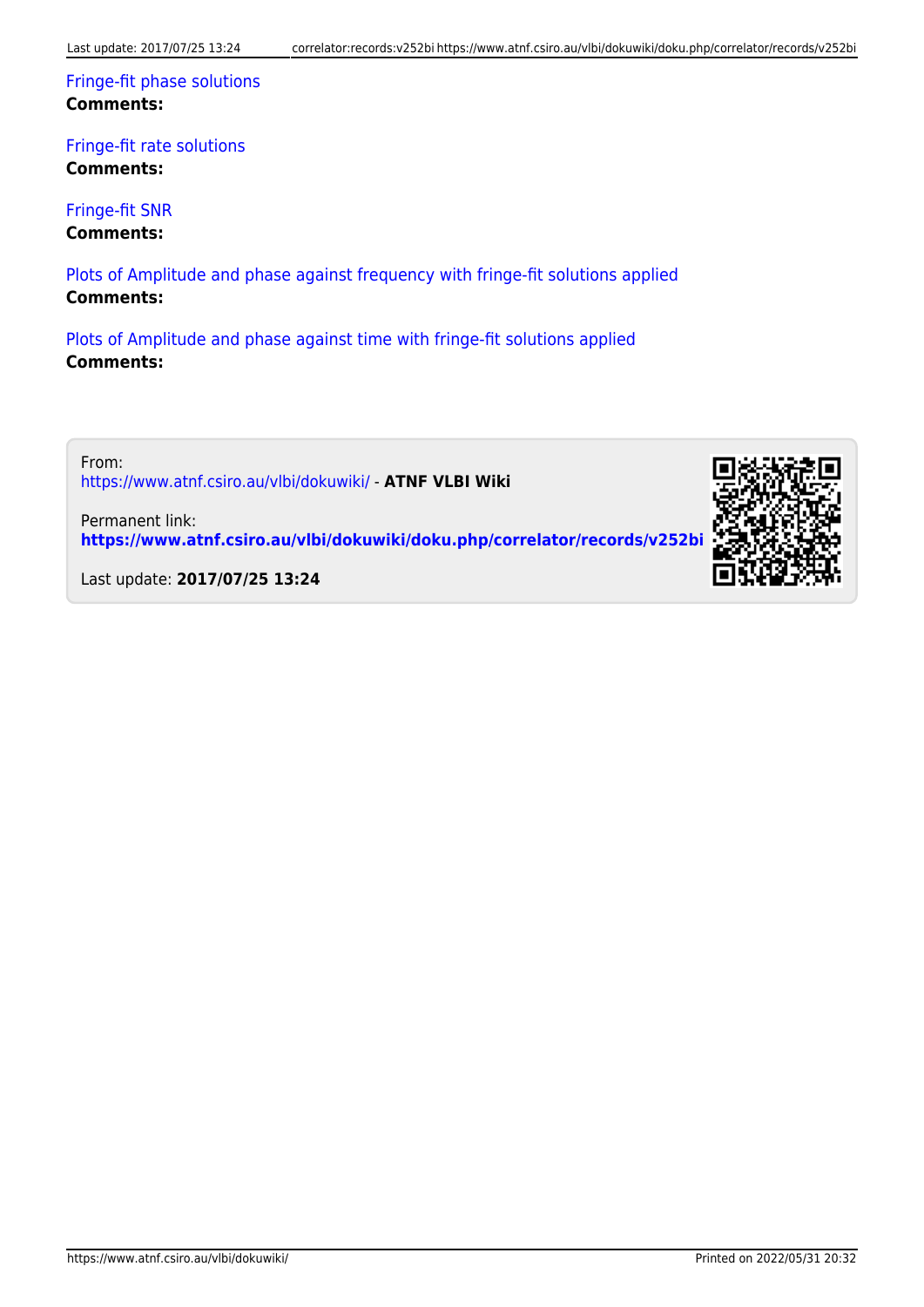Fringe-fit phase solutions
**Comments:**

Fringe-fit rate solutions
**Comments:**

Fringe-fit SNR
**Comments:**

Plots of Amplitude and phase against frequency with fringe-fit solutions applied
**Comments:**

Plots of Amplitude and phase against time with fringe-fit solutions applied
**Comments:**

From:
https://www.atnf.csiro.au/vlbi/dokuwiki/ - **ATNF VLBI Wiki**

Permanent link:
**https://www.atnf.csiro.au/vlbi/dokuwiki/doku.php/correlator/records/v252bi**

Last update: **2017/07/25 13:24**